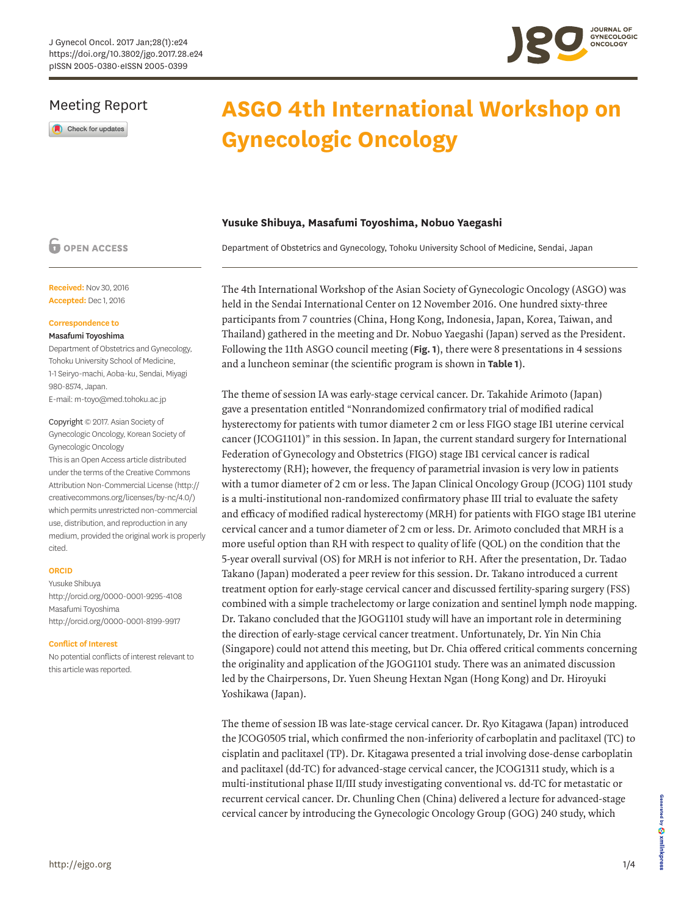Meeting Report

# ASGO 4th International Workshop on Gynecologic Oncology

**Yusuke Shibuya, Masafumi Toyoshima, Nobuo Yaegashi**

Department of Obstetrics and Gynecology, Tohoku University School of Medicine, Sendai, Japan

OPEN ACCESS

**Received:** Nov 30, 2016
**Accepted:** Dec 1, 2016

**Correspondence to**
Masafumi Toyoshima
Department of Obstetrics and Gynecology, Tohoku University School of Medicine, 1-1 Seiryo-machi, Aoba-ku, Sendai, Miyagi 980-8574, Japan.
E-mail: m-toyo@med.tohoku.ac.jp

Copyright © 2017. Asian Society of Gynecologic Oncology, Korean Society of Gynecologic Oncology
This is an Open Access article distributed under the terms of the Creative Commons Attribution Non-Commercial License (http://creativecommons.org/licenses/by-nc/4.0/) which permits unrestricted non-commercial use, distribution, and reproduction in any medium, provided the original work is properly cited.

**ORCID**
Yusuke Shibuya
http://orcid.org/0000-0001-9295-4108
Masafumi Toyoshima
http://orcid.org/0000-0001-8199-9917

**Conflict of Interest**
No potential conflicts of interest relevant to this article was reported.

The 4th International Workshop of the Asian Society of Gynecologic Oncology (ASGO) was held in the Sendai International Center on 12 November 2016. One hundred sixty-three participants from 7 countries (China, Hong Kong, Indonesia, Japan, Korea, Taiwan, and Thailand) gathered in the meeting and Dr. Nobuo Yaegashi (Japan) served as the President. Following the 11th ASGO council meeting (**Fig. 1**), there were 8 presentations in 4 sessions and a luncheon seminar (the scientific program is shown in **Table 1**).

The theme of session IA was early-stage cervical cancer. Dr. Takahide Arimoto (Japan) gave a presentation entitled "Nonrandomized confirmatory trial of modified radical hysterectomy for patients with tumor diameter 2 cm or less FIGO stage IB1 uterine cervical cancer (JCOG1101)" in this session. In Japan, the current standard surgery for International Federation of Gynecology and Obstetrics (FIGO) stage IB1 cervical cancer is radical hysterectomy (RH); however, the frequency of parametrial invasion is very low in patients with a tumor diameter of 2 cm or less. The Japan Clinical Oncology Group (JCOG) 1101 study is a multi-institutional non-randomized confirmatory phase III trial to evaluate the safety and efficacy of modified radical hysterectomy (MRH) for patients with FIGO stage IB1 uterine cervical cancer and a tumor diameter of 2 cm or less. Dr. Arimoto concluded that MRH is a more useful option than RH with respect to quality of life (QOL) on the condition that the 5-year overall survival (OS) for MRH is not inferior to RH. After the presentation, Dr. Tadao Takano (Japan) moderated a peer review for this session. Dr. Takano introduced a current treatment option for early-stage cervical cancer and discussed fertility-sparing surgery (FSS) combined with a simple trachelectomy or large conization and sentinel lymph node mapping. Dr. Takano concluded that the JGOG1101 study will have an important role in determining the direction of early-stage cervical cancer treatment. Unfortunately, Dr. Yin Nin Chia (Singapore) could not attend this meeting, but Dr. Chia offered critical comments concerning the originality and application of the JGOG1101 study. There was an animated discussion led by the Chairpersons, Dr. Yuen Sheung Hextan Ngan (Hong Kong) and Dr. Hiroyuki Yoshikawa (Japan).

The theme of session IB was late-stage cervical cancer. Dr. Ryo Kitagawa (Japan) introduced the JCOG0505 trial, which confirmed the non-inferiority of carboplatin and paclitaxel (TC) to cisplatin and paclitaxel (TP). Dr. Kitagawa presented a trial involving dose-dense carboplatin and paclitaxel (dd-TC) for advanced-stage cervical cancer, the JCOG1311 study, which is a multi-institutional phase II/III study investigating conventional vs. dd-TC for metastatic or recurrent cervical cancer. Dr. Chunling Chen (China) delivered a lecture for advanced-stage cervical cancer by introducing the Gynecologic Oncology Group (GOG) 240 study, which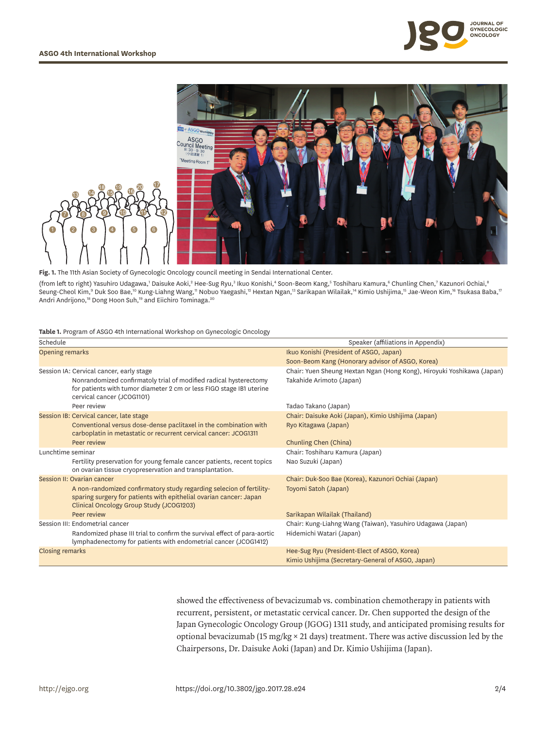**Fig. 1.** The 11th Asian Society of Gynecologic Oncology council meeting in Sendai International Center.

(from left to right) Yasuhiro Udagawa,[1] Daisuke Aoki,[2] Hee-Sug Ryu,[3] Ikuo Konishi,[4] Soon-Beom Kang,[5] Toshiharu Kamura,[6] Chunling Chen,[7] Kazunori Ochiai,[8] Seung-Cheol Kim,[9] Duk Soo Bae,[10] Kung-Liahng Wang,[11] Nobuo Yaegashi,[12] Hextan Ngan,[13] Sarikapan Wilailak,[14] Kimio Ushijima,[15] Jae-Weon Kim,[16] Tsukasa Baba,[17] Andri Andrijono,[18] Dong Hoon Suh,[19] and Eiichiro Tominaga.[20]

**Table 1.** Program of ASGO 4th International Workshop on Gynecologic Oncology

| Schedule | Speaker (affiliations in Appendix) |
|---|---|
| Opening remarks | Ikuo Konishi (President of ASGO, Japan) |
| | Soon-Beom Kang (Honorary advisor of ASGO, Korea) |
| Session IA: Cervical cancer, early stage | Chair: Yuen Sheung Hextan Ngan (Hong Kong), Hiroyuki Yoshikawa (Japan) |
| Nonrandomized confirmatoly trial of modified radical hysterectomy for patients with tumor diameter 2 cm or less FIGO stage IB1 uterine cervical cancer (JCOG1101) | Takahide Arimoto (Japan) |
| Peer review | Tadao Takano (Japan) |
| Session IB: Cervical cancer, late stage | Chair: Daisuke Aoki (Japan), Kimio Ushijima (Japan) |
| Conventional versus dose-dense paclitaxel in the combination with carboplatin in metastatic or recurrent cervical cancer: JCOG1311 | Ryo Kitagawa (Japan) |
| Peer review | Chunling Chen (China) |
| Lunchtime seminar | Chair: Toshiharu Kamura (Japan) |
| Fertility preservation for young female cancer patients, recent topics on ovarian tissue cryopreservation and transplantation. | Nao Suzuki (Japan) |
| Session II: Ovarian cancer | Chair: Duk-Soo Bae (Korea), Kazunori Ochiai (Japan) |
| A non-randomized confirmatory study regarding selecion of fertility-sparing surgery for patients with epithelial ovarian cancer: Japan Clinical Oncology Group Study (JCOG1203) | Toyomi Satoh (Japan) |
| Peer review | Sarikapan Wilailak (Thailand) |
| Session III: Endometrial cancer | Chair: Kung-Liahng Wang (Taiwan), Yasuhiro Udagawa (Japan) |
| Randomized phase III trial to confirm the survival effect of para-aortic lymphadenectomy for patients with endometrial cancer (JCOG1412) | Hidemichi Watari (Japan) |
| Closing remarks | Hee-Sug Ryu (President-Elect of ASGO, Korea) |
| | Kimio Ushijima (Secretary-General of ASGO, Japan) |

showed the effectiveness of bevacizumab vs. combination chemotherapy in patients with recurrent, persistent, or metastatic cervical cancer. Dr. Chen supported the design of the Japan Gynecologic Oncology Group (JGOG) 1311 study, and anticipated promising results for optional bevacizumab (15 mg/kg × 21 days) treatment. There was active discussion led by the Chairpersons, Dr. Daisuke Aoki (Japan) and Dr. Kimio Ushijima (Japan).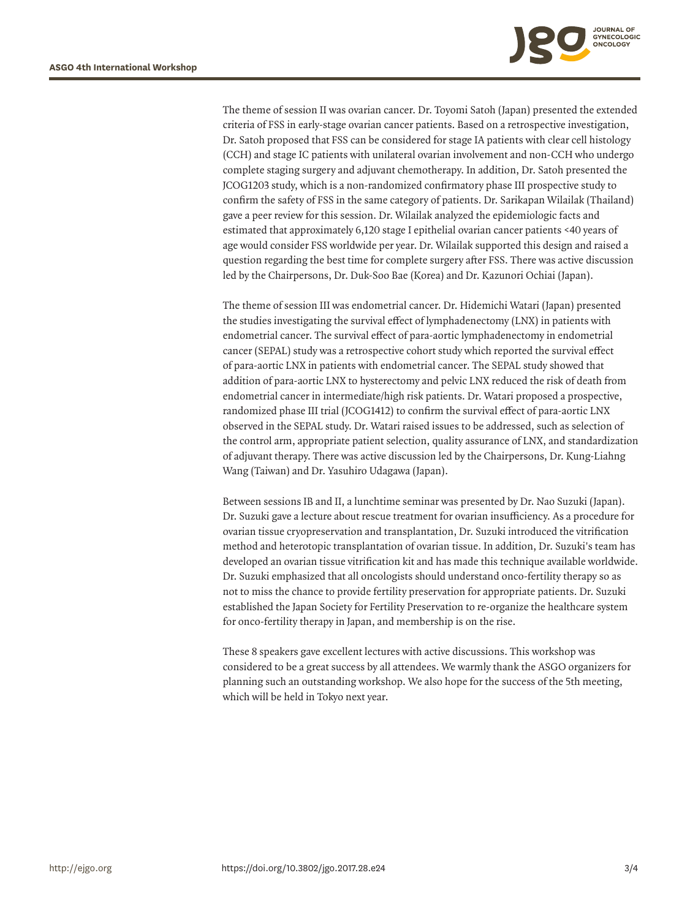The theme of session II was ovarian cancer. Dr. Toyomi Satoh (Japan) presented the extended criteria of FSS in early-stage ovarian cancer patients. Based on a retrospective investigation, Dr. Satoh proposed that FSS can be considered for stage IA patients with clear cell histology (CCH) and stage IC patients with unilateral ovarian involvement and non-CCH who undergo complete staging surgery and adjuvant chemotherapy. In addition, Dr. Satoh presented the JCOG1203 study, which is a non-randomized confirmatory phase III prospective study to confirm the safety of FSS in the same category of patients. Dr. Sarikapan Wilailak (Thailand) gave a peer review for this session. Dr. Wilailak analyzed the epidemiologic facts and estimated that approximately 6,120 stage I epithelial ovarian cancer patients <40 years of age would consider FSS worldwide per year. Dr. Wilailak supported this design and raised a question regarding the best time for complete surgery after FSS. There was active discussion led by the Chairpersons, Dr. Duk-Soo Bae (Korea) and Dr. Kazunori Ochiai (Japan).

The theme of session III was endometrial cancer. Dr. Hidemichi Watari (Japan) presented the studies investigating the survival effect of lymphadenectomy (LNX) in patients with endometrial cancer. The survival effect of para-aortic lymphadenectomy in endometrial cancer (SEPAL) study was a retrospective cohort study which reported the survival effect of para-aortic LNX in patients with endometrial cancer. The SEPAL study showed that addition of para-aortic LNX to hysterectomy and pelvic LNX reduced the risk of death from endometrial cancer in intermediate/high risk patients. Dr. Watari proposed a prospective, randomized phase III trial (JCOG1412) to confirm the survival effect of para-aortic LNX observed in the SEPAL study. Dr. Watari raised issues to be addressed, such as selection of the control arm, appropriate patient selection, quality assurance of LNX, and standardization of adjuvant therapy. There was active discussion led by the Chairpersons, Dr. Kung-Liahng Wang (Taiwan) and Dr. Yasuhiro Udagawa (Japan).

Between sessions IB and II, a lunchtime seminar was presented by Dr. Nao Suzuki (Japan). Dr. Suzuki gave a lecture about rescue treatment for ovarian insufficiency. As a procedure for ovarian tissue cryopreservation and transplantation, Dr. Suzuki introduced the vitrification method and heterotopic transplantation of ovarian tissue. In addition, Dr. Suzuki's team has developed an ovarian tissue vitrification kit and has made this technique available worldwide. Dr. Suzuki emphasized that all oncologists should understand onco-fertility therapy so as not to miss the chance to provide fertility preservation for appropriate patients. Dr. Suzuki established the Japan Society for Fertility Preservation to re-organize the healthcare system for onco-fertility therapy in Japan, and membership is on the rise.

These 8 speakers gave excellent lectures with active discussions. This workshop was considered to be a great success by all attendees. We warmly thank the ASGO organizers for planning such an outstanding workshop. We also hope for the success of the 5th meeting, which will be held in Tokyo next year.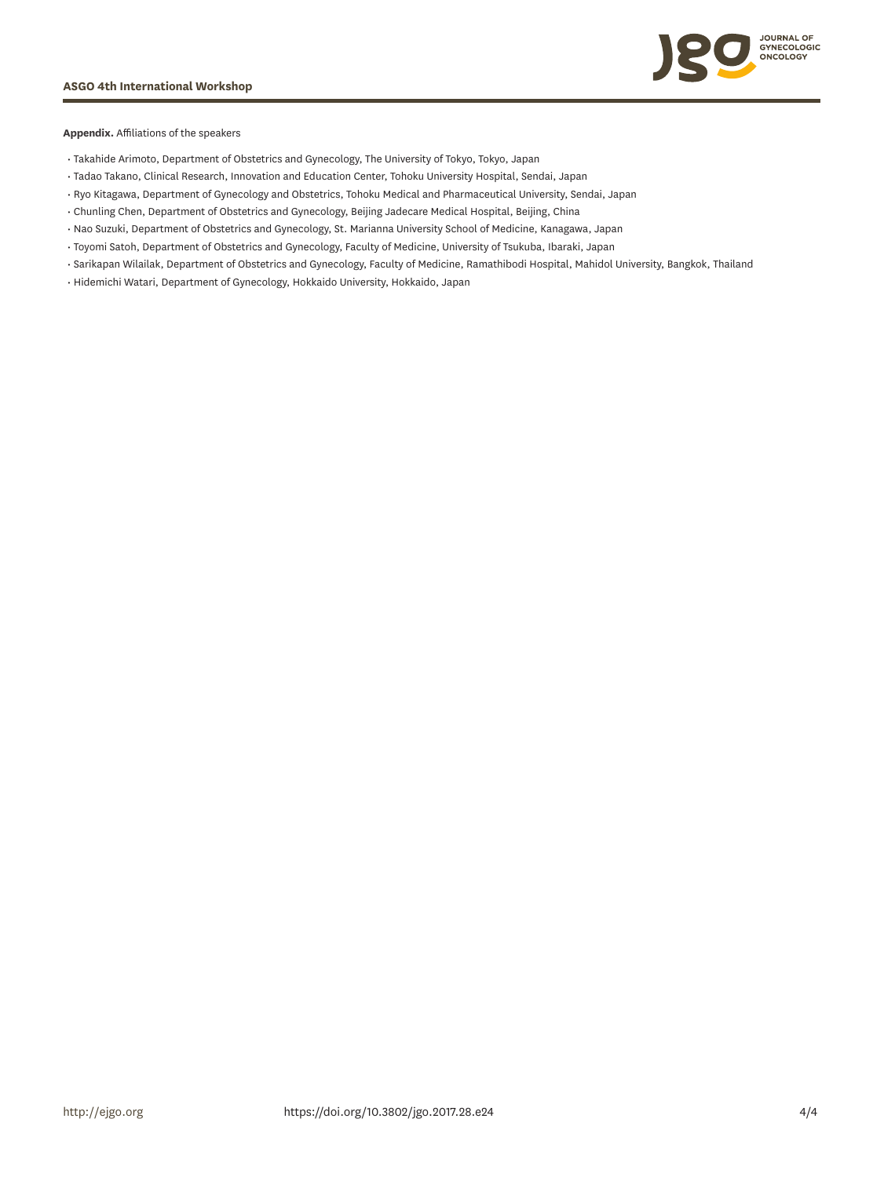**Appendix.** Affiliations of the speakers

- Takahide Arimoto, Department of Obstetrics and Gynecology, The University of Tokyo, Tokyo, Japan
- Tadao Takano, Clinical Research, Innovation and Education Center, Tohoku University Hospital, Sendai, Japan
- Ryo Kitagawa, Department of Gynecology and Obstetrics, Tohoku Medical and Pharmaceutical University, Sendai, Japan
- Chunling Chen, Department of Obstetrics and Gynecology, Beijing Jadecare Medical Hospital, Beijing, China
- Nao Suzuki, Department of Obstetrics and Gynecology, St. Marianna University School of Medicine, Kanagawa, Japan
- Toyomi Satoh, Department of Obstetrics and Gynecology, Faculty of Medicine, University of Tsukuba, Ibaraki, Japan
- Sarikapan Wilailak, Department of Obstetrics and Gynecology, Faculty of Medicine, Ramathibodi Hospital, Mahidol University, Bangkok, Thailand
- Hidemichi Watari, Department of Gynecology, Hokkaido University, Hokkaido, Japan